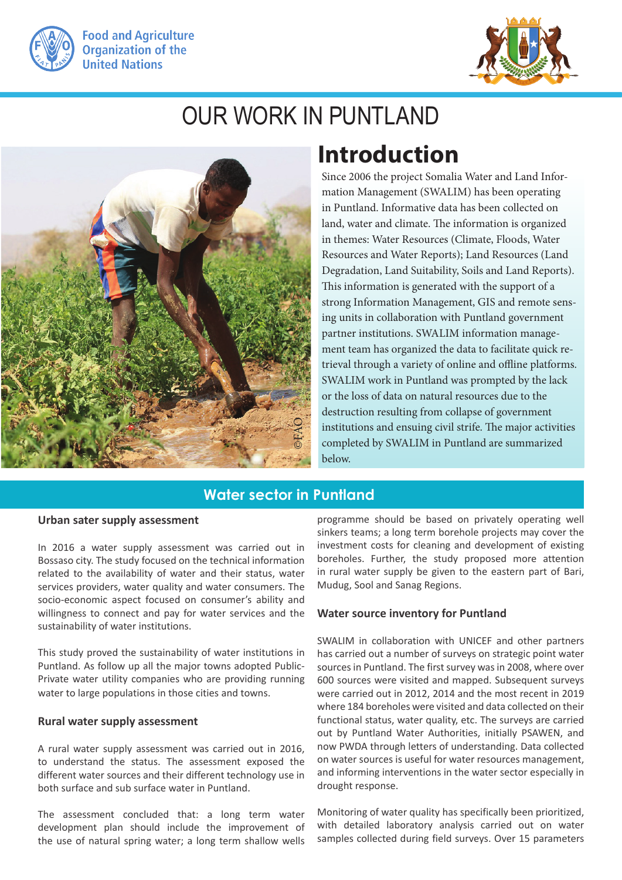Food and Agriculture Organization of the United Nations

# OUR WORK IN PUNTLAND

## Introduction

Since 2006 the project Somalia Water and Land Information Management (SWALIM) has been operating in Puntland. Informative data has been collected on land, water and climate. The information is organized in themes: Water Resources (Climate, Floods, Water Resources and Water Reports); Land Resources (Land Degradation, Land Suitability, Soils and Land Reports). This information is generated with the support of a strong Information Management, GIS and remote sensing units in collaboration with Puntland government partner institutions. SWALIM information management team has organized the data to facilitate quick retrieval through a variety of online and offline platforms. SWALIM work in Puntland was prompted by the lack or the loss of data on natural resources due to the destruction resulting from collapse of government institutions and ensuing civil strife. The major activities completed by SWALIM in Puntland are summarized below.

## Water sector in Puntland

### Urban sater supply assessment

In 2016 a water supply assessment was carried out in Bossaso city. The study focused on the technical information related to the availability of water and their status, water services providers, water quality and water consumers. The socio-economic aspect focused on consumer's ability and willingness to connect and pay for water services and the sustainability of water institutions.

This study proved the sustainability of water institutions in Puntland. As follow up all the major towns adopted Public-Private water utility companies who are providing running water to large populations in those cities and towns.

### Rural water supply assessment

A rural water supply assessment was carried out in 2016, to understand the status. The assessment exposed the different water sources and their different technology use in both surface and sub surface water in Puntland.

The assessment concluded that: a long term water development plan should include the improvement of the use of natural spring water; a long term shallow wells programme should be based on privately operating well sinkers teams; a long term borehole projects may cover the investment costs for cleaning and development of existing boreholes. Further, the study proposed more attention in rural water supply be given to the eastern part of Bari, Mudug, Sool and Sanag Regions.

### Water source inventory for Puntland

SWALIM in collaboration with UNICEF and other partners has carried out a number of surveys on strategic point water sources in Puntland. The first survey was in 2008, where over 600 sources were visited and mapped. Subsequent surveys were carried out in 2012, 2014 and the most recent in 2019 where 184 boreholes were visited and data collected on their functional status, water quality, etc. The surveys are carried out by Puntland Water Authorities, initially PSAWEN, and now PWDA through letters of understanding. Data collected on water sources is useful for water resources management, and informing interventions in the water sector especially in drought response.

Monitoring of water quality has specifically been prioritized, with detailed laboratory analysis carried out on water samples collected during field surveys. Over 15 parameters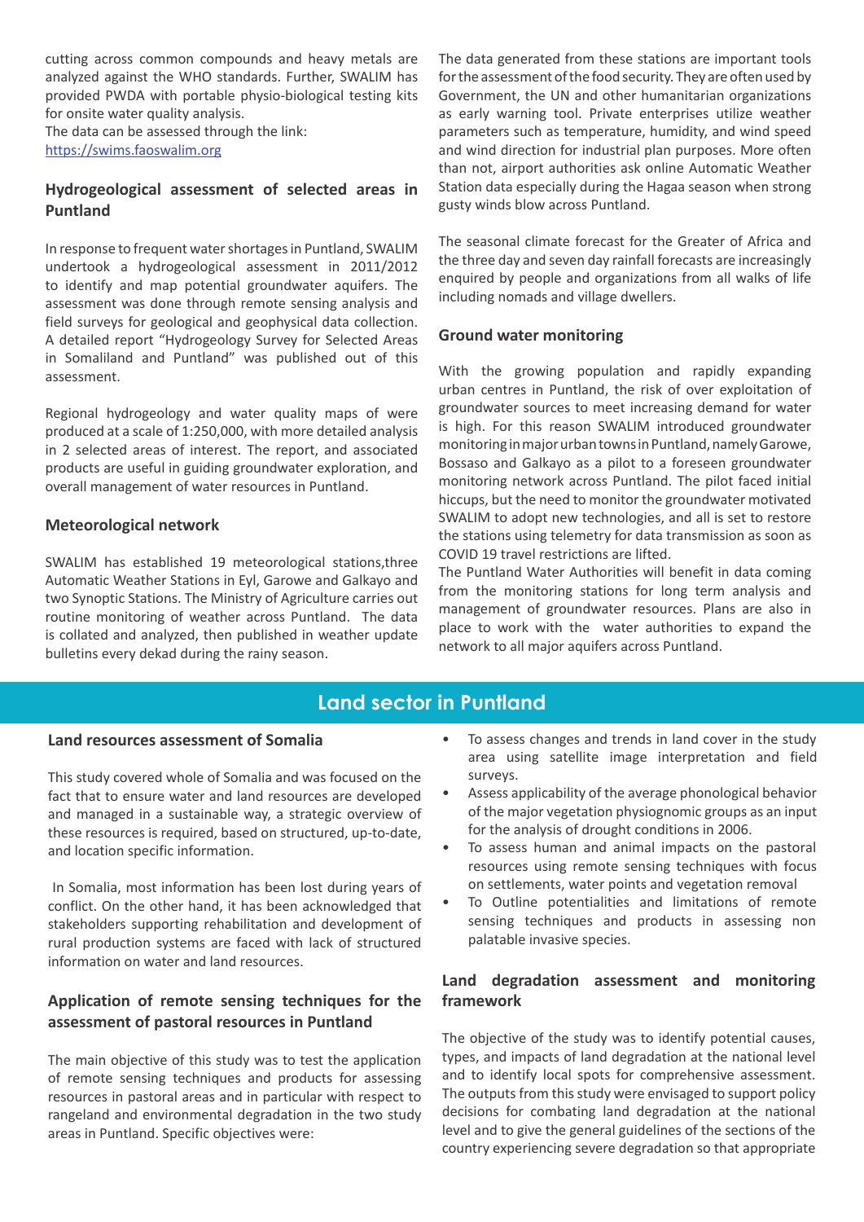cutting across common compounds and heavy metals are analyzed against the WHO standards. Further, SWALIM has provided PWDA with portable physio-biological testing kits for onsite water quality analysis.

The data can be assessed through the link: https://swims.faoswalim.org

### Hydrogeological assessment of selected areas in Puntland

In response to frequent water shortages in Puntland, SWALIM undertook a hydrogeological assessment in 2011/2012 to identify and map potential groundwater aquifers. The assessment was done through remote sensing analysis and field surveys for geological and geophysical data collection. A detailed report "Hydrogeology Survey for Selected Areas in Somaliland and Puntland" was published out of this assessment.

Regional hydrogeology and water quality maps of were produced at a scale of 1:250,000, with more detailed analysis in 2 selected areas of interest. The report, and associated products are useful in guiding groundwater exploration, and overall management of water resources in Puntland.

### Meteorological network

SWALIM has established 19 meteorological stations,three Automatic Weather Stations in Eyl, Garowe and Galkayo and two Synoptic Stations. The Ministry of Agriculture carries out routine monitoring of weather across Puntland. The data is collated and analyzed, then published in weather update bulletins every dekad during the rainy season.

The data generated from these stations are important tools for the assessment of the food security. They are often used by Government, the UN and other humanitarian organizations as early warning tool. Private enterprises utilize weather parameters such as temperature, humidity, and wind speed and wind direction for industrial plan purposes. More often than not, airport authorities ask online Automatic Weather Station data especially during the Hagaa season when strong gusty winds blow across Puntland.

The seasonal climate forecast for the Greater of Africa and the three day and seven day rainfall forecasts are increasingly enquired by people and organizations from all walks of life including nomads and village dwellers.

### Ground water monitoring

With the growing population and rapidly expanding urban centres in Puntland, the risk of over exploitation of groundwater sources to meet increasing demand for water is high. For this reason SWALIM introduced groundwater monitoring in major urban towns in Puntland, namely Garowe, Bossaso and Galkayo as a pilot to a foreseen groundwater monitoring network across Puntland. The pilot faced initial hiccups, but the need to monitor the groundwater motivated SWALIM to adopt new technologies, and all is set to restore the stations using telemetry for data transmission as soon as COVID 19 travel restrictions are lifted.

The Puntland Water Authorities will benefit in data coming from the monitoring stations for long term analysis and management of groundwater resources. Plans are also in place to work with the water authorities to expand the network to all major aquifers across Puntland.

## Land sector in Puntland

### Land resources assessment of Somalia

This study covered whole of Somalia and was focused on the fact that to ensure water and land resources are developed and managed in a sustainable way, a strategic overview of these resources is required, based on structured, up-to-date, and location specific information.

In Somalia, most information has been lost during years of conflict. On the other hand, it has been acknowledged that stakeholders supporting rehabilitation and development of rural production systems are faced with lack of structured information on water and land resources.

### Application of remote sensing techniques for the assessment of pastoral resources in Puntland

The main objective of this study was to test the application of remote sensing techniques and products for assessing resources in pastoral areas and in particular with respect to rangeland and environmental degradation in the two study areas in Puntland. Specific objectives were:

- To assess changes and trends in land cover in the study area using satellite image interpretation and field surveys.
- Assess applicability of the average phonological behavior of the major vegetation physiognomic groups as an input for the analysis of drought conditions in 2006.
- To assess human and animal impacts on the pastoral resources using remote sensing techniques with focus on settlements, water points and vegetation removal
- To Outline potentialities and limitations of remote sensing techniques and products in assessing non palatable invasive species.

### Land degradation assessment and monitoring framework

The objective of the study was to identify potential causes, types, and impacts of land degradation at the national level and to identify local spots for comprehensive assessment. The outputs from this study were envisaged to support policy decisions for combating land degradation at the national level and to give the general guidelines of the sections of the country experiencing severe degradation so that appropriate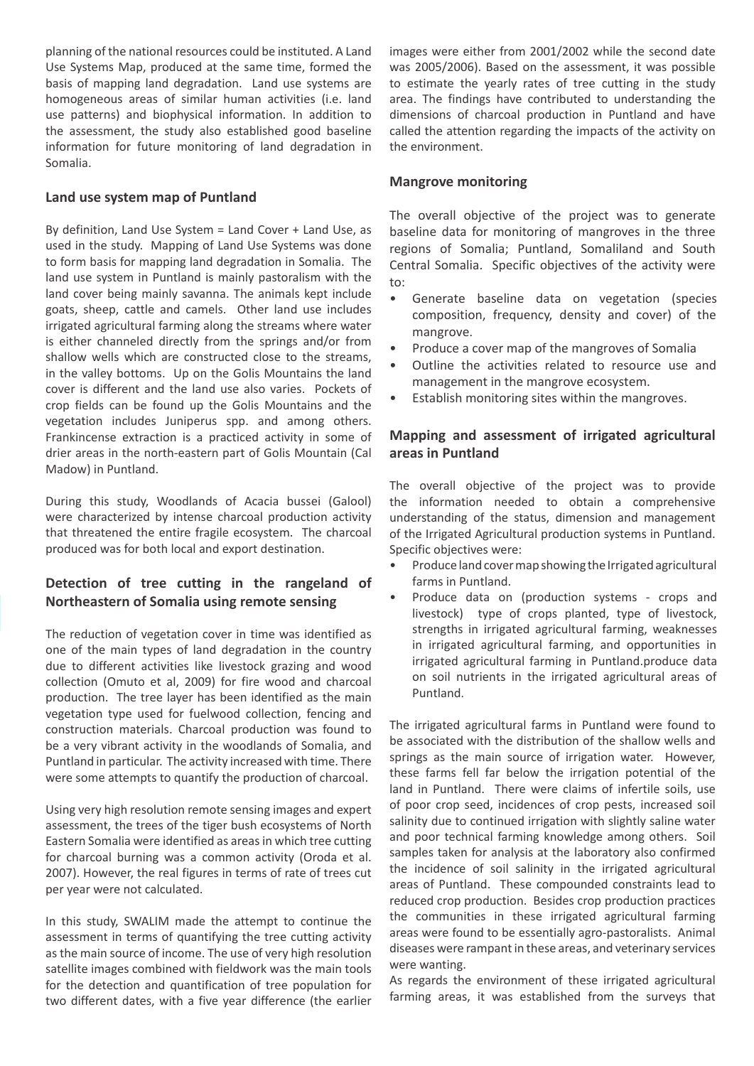planning of the national resources could be instituted. A Land Use Systems Map, produced at the same time, formed the basis of mapping land degradation. Land use systems are homogeneous areas of similar human activities (i.e. land use patterns) and biophysical information. In addition to the assessment, the study also established good baseline information for future monitoring of land degradation in Somalia.

### Land use system map of Puntland

By definition, Land Use System = Land Cover + Land Use, as used in the study. Mapping of Land Use Systems was done to form basis for mapping land degradation in Somalia. The land use system in Puntland is mainly pastoralism with the land cover being mainly savanna. The animals kept include goats, sheep, cattle and camels. Other land use includes irrigated agricultural farming along the streams where water is either channeled directly from the springs and/or from shallow wells which are constructed close to the streams, in the valley bottoms. Up on the Golis Mountains the land cover is different and the land use also varies. Pockets of crop fields can be found up the Golis Mountains and the vegetation includes Juniperus spp. and among others. Frankincense extraction is a practiced activity in some of drier areas in the north-eastern part of Golis Mountain (Cal Madow) in Puntland.

During this study, Woodlands of Acacia bussei (Galool) were characterized by intense charcoal production activity that threatened the entire fragile ecosystem. The charcoal produced was for both local and export destination.

### Detection of tree cutting in the rangeland of Northeastern of Somalia using remote sensing

The reduction of vegetation cover in time was identified as one of the main types of land degradation in the country due to different activities like livestock grazing and wood collection (Omuto et al, 2009) for fire wood and charcoal production. The tree layer has been identified as the main vegetation type used for fuelwood collection, fencing and construction materials. Charcoal production was found to be a very vibrant activity in the woodlands of Somalia, and Puntland in particular. The activity increased with time. There were some attempts to quantify the production of charcoal.

Using very high resolution remote sensing images and expert assessment, the trees of the tiger bush ecosystems of North Eastern Somalia were identified as areas in which tree cutting for charcoal burning was a common activity (Oroda et al. 2007). However, the real figures in terms of rate of trees cut per year were not calculated.

In this study, SWALIM made the attempt to continue the assessment in terms of quantifying the tree cutting activity as the main source of income. The use of very high resolution satellite images combined with fieldwork was the main tools for the detection and quantification of tree population for two different dates, with a five year difference (the earlier images were either from 2001/2002 while the second date was 2005/2006). Based on the assessment, it was possible to estimate the yearly rates of tree cutting in the study area. The findings have contributed to understanding the dimensions of charcoal production in Puntland and have called the attention regarding the impacts of the activity on the environment.

### Mangrove monitoring

The overall objective of the project was to generate baseline data for monitoring of mangroves in the three regions of Somalia; Puntland, Somaliland and South Central Somalia. Specific objectives of the activity were to:

- Generate baseline data on vegetation (species composition, frequency, density and cover) of the mangrove.
- Produce a cover map of the mangroves of Somalia
- Outline the activities related to resource use and management in the mangrove ecosystem.
- Establish monitoring sites within the mangroves.

### Mapping and assessment of irrigated agricultural areas in Puntland

The overall objective of the project was to provide the information needed to obtain a comprehensive understanding of the status, dimension and management of the Irrigated Agricultural production systems in Puntland. Specific objectives were:

- Produce land cover map showing the Irrigated agricultural farms in Puntland.
- Produce data on (production systems - crops and livestock) type of crops planted, type of livestock, strengths in irrigated agricultural farming, weaknesses in irrigated agricultural farming, and opportunities in irrigated agricultural farming in Puntland.produce data on soil nutrients in the irrigated agricultural areas of Puntland.

The irrigated agricultural farms in Puntland were found to be associated with the distribution of the shallow wells and springs as the main source of irrigation water. However, these farms fell far below the irrigation potential of the land in Puntland. There were claims of infertile soils, use of poor crop seed, incidences of crop pests, increased soil salinity due to continued irrigation with slightly saline water and poor technical farming knowledge among others. Soil samples taken for analysis at the laboratory also confirmed the incidence of soil salinity in the irrigated agricultural areas of Puntland. These compounded constraints lead to reduced crop production. Besides crop production practices the communities in these irrigated agricultural farming areas were found to be essentially agro-pastoralists. Animal diseases were rampant in these areas, and veterinary services were wanting.

As regards the environment of these irrigated agricultural farming areas, it was established from the surveys that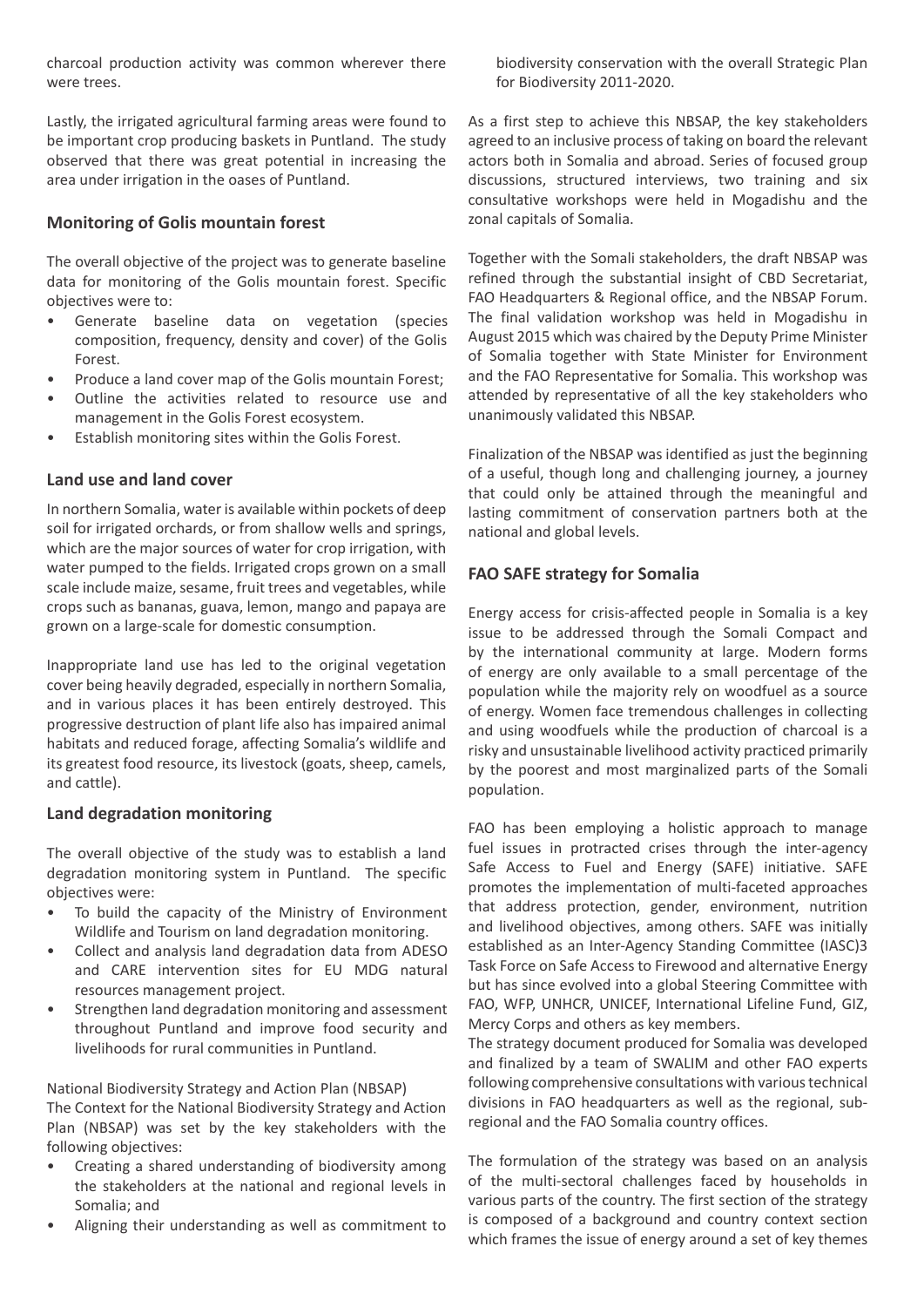charcoal production activity was common wherever there were trees.

Lastly, the irrigated agricultural farming areas were found to be important crop producing baskets in Puntland. The study observed that there was great potential in increasing the area under irrigation in the oases of Puntland.

### Monitoring of Golis mountain forest

The overall objective of the project was to generate baseline data for monitoring of the Golis mountain forest. Specific objectives were to:

- Generate baseline data on vegetation (species composition, frequency, density and cover) of the Golis Forest.
- Produce a land cover map of the Golis mountain Forest;
- Outline the activities related to resource use and management in the Golis Forest ecosystem.
- Establish monitoring sites within the Golis Forest.

### Land use and land cover

In northern Somalia, water is available within pockets of deep soil for irrigated orchards, or from shallow wells and springs, which are the major sources of water for crop irrigation, with water pumped to the fields. Irrigated crops grown on a small scale include maize, sesame, fruit trees and vegetables, while crops such as bananas, guava, lemon, mango and papaya are grown on a large-scale for domestic consumption.

Inappropriate land use has led to the original vegetation cover being heavily degraded, especially in northern Somalia, and in various places it has been entirely destroyed. This progressive destruction of plant life also has impaired animal habitats and reduced forage, affecting Somalia's wildlife and its greatest food resource, its livestock (goats, sheep, camels, and cattle).

### Land degradation monitoring

The overall objective of the study was to establish a land degradation monitoring system in Puntland. The specific objectives were:

- To build the capacity of the Ministry of Environment Wildlife and Tourism on land degradation monitoring.
- Collect and analysis land degradation data from ADESO and CARE intervention sites for EU MDG natural resources management project.
- Strengthen land degradation monitoring and assessment throughout Puntland and improve food security and livelihoods for rural communities in Puntland.

National Biodiversity Strategy and Action Plan (NBSAP)

The Context for the National Biodiversity Strategy and Action Plan (NBSAP) was set by the key stakeholders with the following objectives:

- Creating a shared understanding of biodiversity among the stakeholders at the national and regional levels in Somalia; and
- Aligning their understanding as well as commitment to biodiversity conservation with the overall Strategic Plan for Biodiversity 2011-2020.

As a first step to achieve this NBSAP, the key stakeholders agreed to an inclusive process of taking on board the relevant actors both in Somalia and abroad. Series of focused group discussions, structured interviews, two training and six consultative workshops were held in Mogadishu and the zonal capitals of Somalia.

Together with the Somali stakeholders, the draft NBSAP was refined through the substantial insight of CBD Secretariat, FAO Headquarters & Regional office, and the NBSAP Forum. The final validation workshop was held in Mogadishu in August 2015 which was chaired by the Deputy Prime Minister of Somalia together with State Minister for Environment and the FAO Representative for Somalia. This workshop was attended by representative of all the key stakeholders who unanimously validated this NBSAP.

Finalization of the NBSAP was identified as just the beginning of a useful, though long and challenging journey, a journey that could only be attained through the meaningful and lasting commitment of conservation partners both at the national and global levels.

### FAO SAFE strategy for Somalia

Energy access for crisis-affected people in Somalia is a key issue to be addressed through the Somali Compact and by the international community at large. Modern forms of energy are only available to a small percentage of the population while the majority rely on woodfuel as a source of energy. Women face tremendous challenges in collecting and using woodfuels while the production of charcoal is a risky and unsustainable livelihood activity practiced primarily by the poorest and most marginalized parts of the Somali population.

FAO has been employing a holistic approach to manage fuel issues in protracted crises through the inter-agency Safe Access to Fuel and Energy (SAFE) initiative. SAFE promotes the implementation of multi-faceted approaches that address protection, gender, environment, nutrition and livelihood objectives, among others. SAFE was initially established as an Inter-Agency Standing Committee (IASC)3 Task Force on Safe Access to Firewood and alternative Energy but has since evolved into a global Steering Committee with FAO, WFP, UNHCR, UNICEF, International Lifeline Fund, GIZ, Mercy Corps and others as key members.

The strategy document produced for Somalia was developed and finalized by a team of SWALIM and other FAO experts following comprehensive consultations with various technical divisions in FAO headquarters as well as the regional, sub-regional and the FAO Somalia country offices.

The formulation of the strategy was based on an analysis of the multi-sectoral challenges faced by households in various parts of the country. The first section of the strategy is composed of a background and country context section which frames the issue of energy around a set of key themes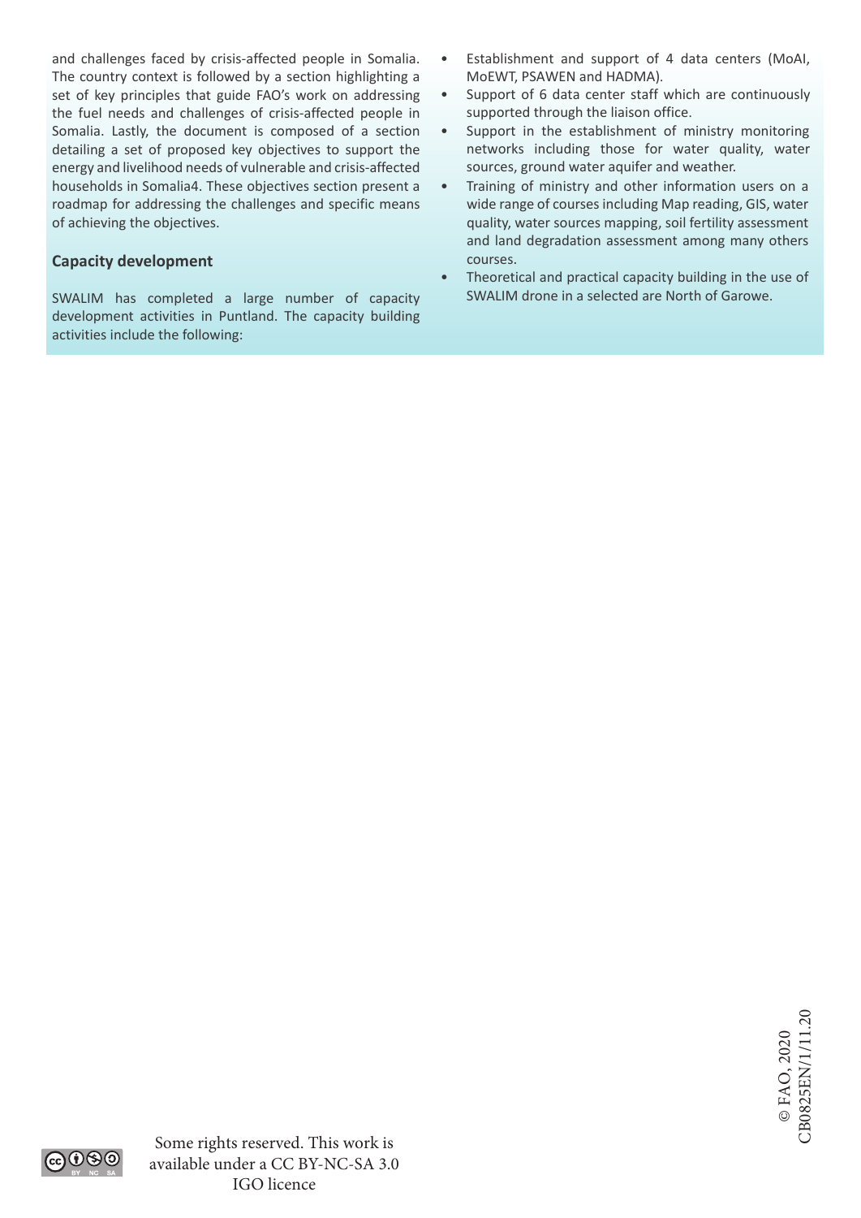and challenges faced by crisis-affected people in Somalia. The country context is followed by a section highlighting a set of key principles that guide FAO's work on addressing the fuel needs and challenges of crisis-affected people in Somalia. Lastly, the document is composed of a section detailing a set of proposed key objectives to support the energy and livelihood needs of vulnerable and crisis-affected households in Somalia4. These objectives section present a roadmap for addressing the challenges and specific means of achieving the objectives.

### Capacity development

SWALIM has completed a large number of capacity development activities in Puntland. The capacity building activities include the following:

- Establishment and support of 4 data centers (MoAI, MoEWT, PSAWEN and HADMA).
- Support of 6 data center staff which are continuously supported through the liaison office.
- Support in the establishment of ministry monitoring networks including those for water quality, water sources, ground water aquifer and weather.
- Training of ministry and other information users on a wide range of courses including Map reading, GIS, water quality, water sources mapping, soil fertility assessment and land degradation assessment among many others courses.
- Theoretical and practical capacity building in the use of SWALIM drone in a selected are North of Garowe.

Some rights reserved. This work is available under a CC BY-NC-SA 3.0 IGO licence

© FAO, 2020
CB0825EN/1/11.20